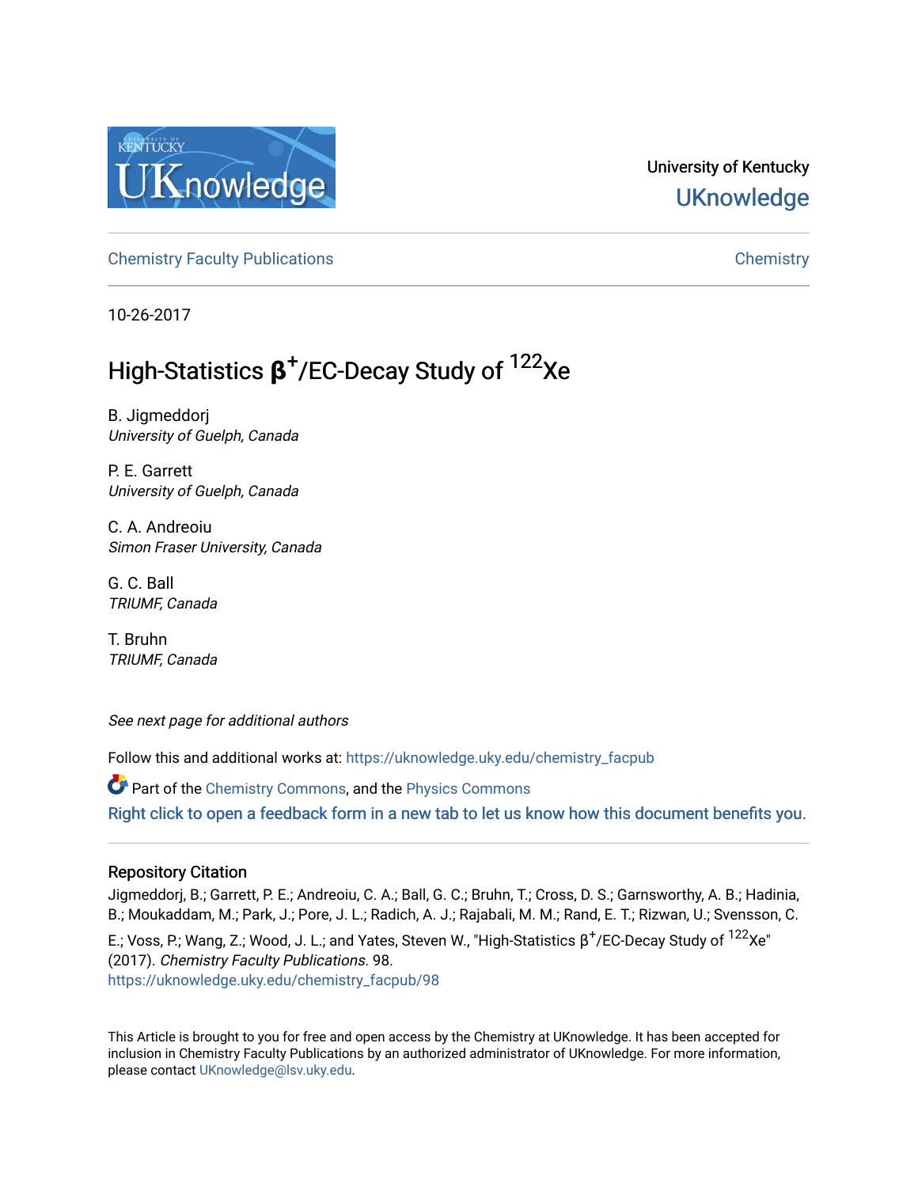University of Kentucky
**UKnowledge**

Chemistry Faculty Publications | Chemistry

10-26-2017

# High-Statistics $\beta^+$/EC-Decay Study of $^{122}$Xe

B. Jigmeddorj
*University of Guelph, Canada*

P. E. Garrett
*University of Guelph, Canada*

C. A. Andreoiu
*Simon Fraser University, Canada*

G. C. Ball
*TRIUMF, Canada*

T. Bruhn
*TRIUMF, Canada*

*See next page for additional authors*

Follow this and additional works at: https://uknowledge.uky.edu/chemistry_facpub

Part of the Chemistry Commons, and the Physics Commons

Right click to open a feedback form in a new tab to let us know how this document benefits you.

## Repository Citation

Jigmeddorj, B.; Garrett, P. E.; Andreoiu, C. A.; Ball, G. C.; Bruhn, T.; Cross, D. S.; Garnsworthy, A. B.; Hadinia, B.; Moukaddam, M.; Park, J.; Pore, J. L.; Radich, A. J.; Rajabali, M. M.; Rand, E. T.; Rizwan, U.; Svensson, C. E.; Voss, P.; Wang, Z.; Wood, J. L.; and Yates, Steven W., "High-Statistics $\beta^+$/EC-Decay Study of $^{122}$Xe" (2017). *Chemistry Faculty Publications*. 98.
https://uknowledge.uky.edu/chemistry_facpub/98

This Article is brought to you for free and open access by the Chemistry at UKnowledge. It has been accepted for inclusion in Chemistry Faculty Publications by an authorized administrator of UKnowledge. For more information, please contact UKnowledge@lsv.uky.edu.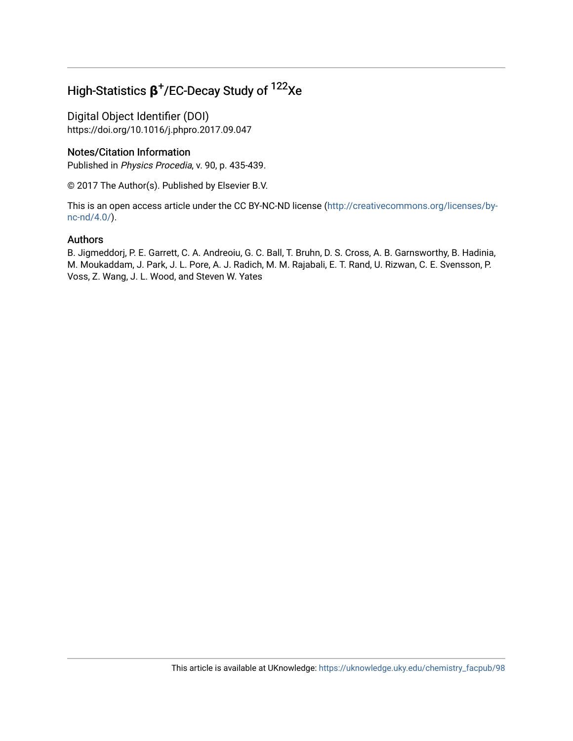# High-Statistics $\beta^+$/EC-Decay Study of $^{122}Xe$

## Digital Object Identifier (DOI)

https://doi.org/10.1016/j.phpro.2017.09.047

## Notes/Citation Information

Published in *Physics Procedia*, v. 90, p. 435-439.

© 2017 The Author(s). Published by Elsevier B.V.

This is an open access article under the CC BY-NC-ND license (http://creativecommons.org/licenses/by-nc-nd/4.0/).

## Authors

B. Jigmeddorj, P. E. Garrett, C. A. Andreoiu, G. C. Ball, T. Bruhn, D. S. Cross, A. B. Garnsworthy, B. Hadinia, M. Moukaddam, J. Park, J. L. Pore, A. J. Radich, M. M. Rajabali, E. T. Rand, U. Rizwan, C. E. Svensson, P. Voss, Z. Wang, J. L. Wood, and Steven W. Yates

This article is available at UKnowledge: https://uknowledge.uky.edu/chemistry_facpub/98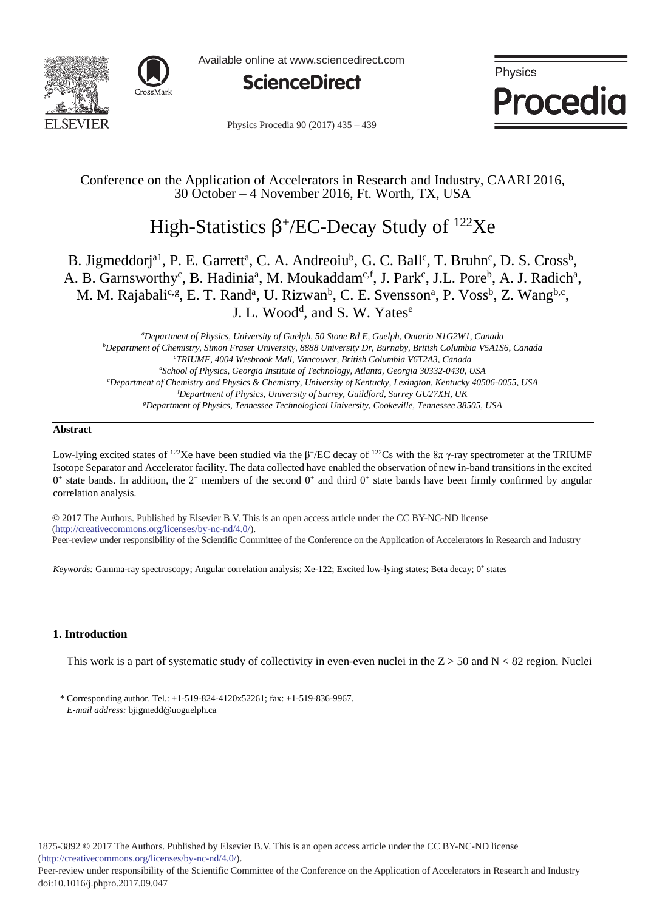Conference on the Application of Accelerators in Research and Industry, CAARI 2016, 30 October – 4 November 2016, Ft. Worth, TX, USA

# High-Statistics $\beta^+$/EC-Decay Study of $^{122}$Xe

B. Jigmeddorj[a1], P. E. Garrett[a], C. A. Andreoiu[b], G. C. Ball[c], T. Bruhn[c], D. S. Cross[b], A. B. Garnsworthy[c], B. Hadinia[a], M. Moukaddam[c,f], J. Park[c], J.L. Pore[b], A. J. Radich[a], M. M. Rajabali[c,g], E. T. Rand[a], U. Rizwan[b], C. E. Svensson[a], P. Voss[b], Z. Wang[b,c], J. L. Wood[d], and S. W. Yates[e]

[a]*Department of Physics, University of Guelph, 50 Stone Rd E, Guelph, Ontario N1G2W1, Canada*
[b]*Department of Chemistry, Simon Fraser University, 8888 University Dr, Burnaby, British Columbia V5A1S6, Canada*
[c]*TRIUMF, 4004 Wesbrook Mall, Vancouver, British Columbia V6T2A3, Canada*
[d]*School of Physics, Georgia Institute of Technology, Atlanta, Georgia 30332-0430, USA*
[e]*Department of Chemistry and Physics & Chemistry, University of Kentucky, Lexington, Kentucky 40506-0055, USA*
[f]*Department of Physics, University of Surrey, Guildford, Surrey GU27XH, UK*
[g]*Department of Physics, Tennessee Technological University, Cookeville, Tennessee 38505, USA*

## Abstract

Low-lying excited states of $^{122}$Xe have been studied via the $\beta^+$/EC decay of $^{122}$Cs with the 8π γ-ray spectrometer at the TRIUMF Isotope Separator and Accelerator facility. The data collected have enabled the observation of new in-band transitions in the excited $0^+$ state bands. In addition, the $2^+$ members of the second $0^+$ and third $0^+$ state bands have been firmly confirmed by angular correlation analysis.

© 2017 The Authors. Published by Elsevier B.V. This is an open access article under the CC BY-NC-ND license (http://creativecommons.org/licenses/by-nc-nd/4.0/).
Peer-review under responsibility of the Scientific Committee of the Conference on the Application of Accelerators in Research and Industry

*Keywords:* Gamma-ray spectroscopy; Angular correlation analysis; Xe-122; Excited low-lying states; Beta decay; $0^+$ states

## 1. Introduction

This work is a part of systematic study of collectivity in even-even nuclei in the Z > 50 and N < 82 region. Nuclei

---

\* Corresponding author. Tel.: +1-519-824-4120x52261; fax: +1-519-836-9967.
*E-mail address:* bjigmedd@uoguelph.ca

1875-3892 © 2017 The Authors. Published by Elsevier B.V. This is an open access article under the CC BY-NC-ND license (http://creativecommons.org/licenses/by-nc-nd/4.0/).
Peer-review under responsibility of the Scientific Committee of the Conference on the Application of Accelerators in Research and Industry
doi:10.1016/j.phpro.2017.09.047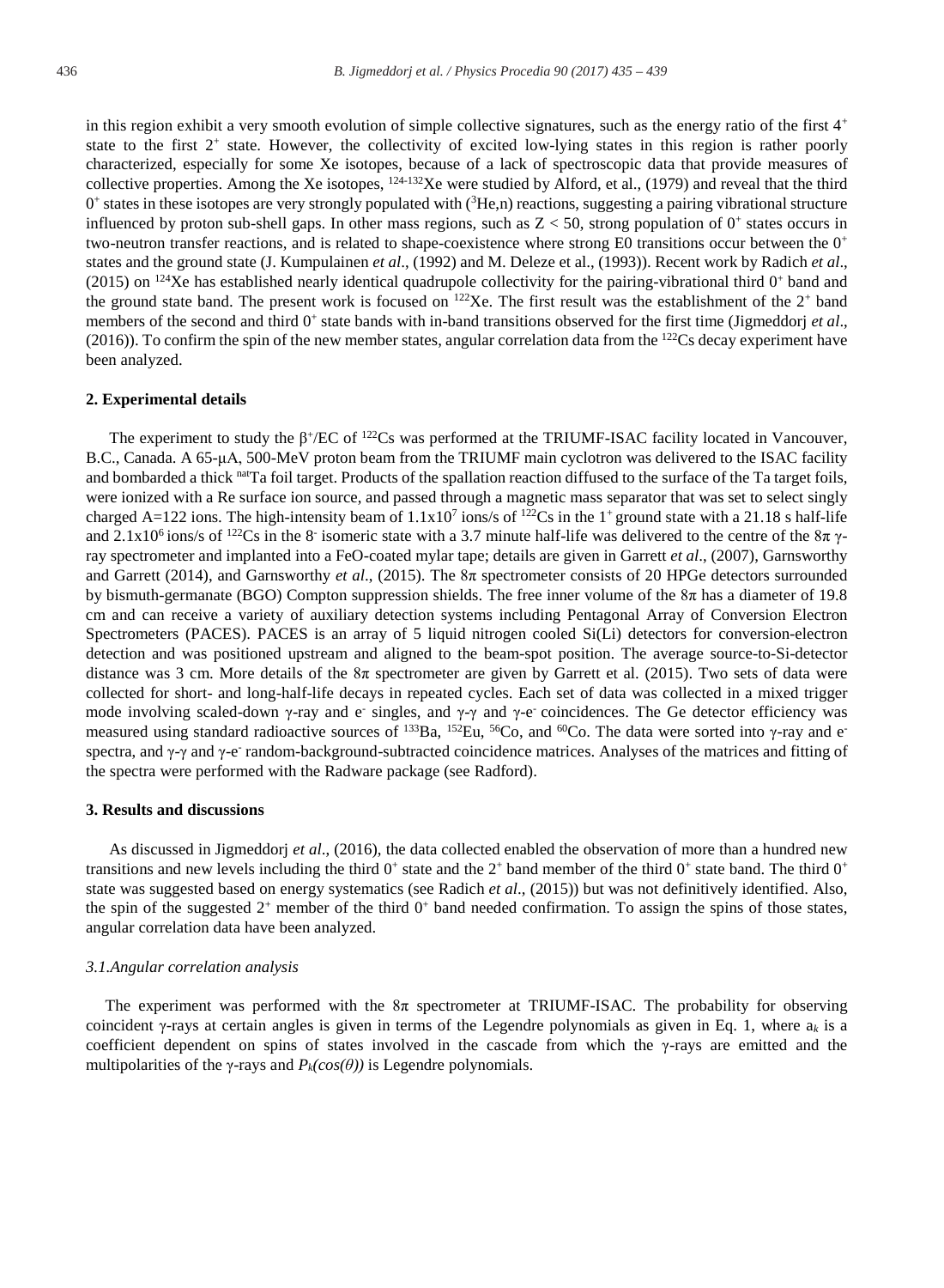in this region exhibit a very smooth evolution of simple collective signatures, such as the energy ratio of the first $4^+$ state to the first $2^+$ state. However, the collectivity of excited low-lying states in this region is rather poorly characterized, especially for some Xe isotopes, because of a lack of spectroscopic data that provide measures of collective properties. Among the Xe isotopes, $^{124-132}$Xe were studied by Alford, et al., (1979) and reveal that the third $0^+$ states in these isotopes are very strongly populated with ($^3$He,n) reactions, suggesting a pairing vibrational structure influenced by proton sub-shell gaps. In other mass regions, such as $Z < 50$, strong population of $0^+$ states occurs in two-neutron transfer reactions, and is related to shape-coexistence where strong E0 transitions occur between the $0^+$ states and the ground state (J. Kumpulainen *et al*., (1992) and M. Deleze et al., (1993)). Recent work by Radich *et al*., (2015) on $^{124}$Xe has established nearly identical quadrupole collectivity for the pairing-vibrational third $0^+$ band and the ground state band. The present work is focused on $^{122}$Xe. The first result was the establishment of the $2^+$ band members of the second and third $0^+$ state bands with in-band transitions observed for the first time (Jigmeddorj *et al*., (2016)). To confirm the spin of the new member states, angular correlation data from the $^{122}$Cs decay experiment have been analyzed.

## 2. Experimental details

The experiment to study the $\beta^+$/EC of $^{122}$Cs was performed at the TRIUMF-ISAC facility located in Vancouver, B.C., Canada. A 65-μA, 500-MeV proton beam from the TRIUMF main cyclotron was delivered to the ISAC facility and bombarded a thick $^{nat}$Ta foil target. Products of the spallation reaction diffused to the surface of the Ta target foils, were ionized with a Re surface ion source, and passed through a magnetic mass separator that was set to select singly charged A=122 ions. The high-intensity beam of $1.1\text{x}10^7$ ions/s of $^{122}$Cs in the $1^+$ ground state with a 21.18 s half-life and $2.1\text{x}10^6$ ions/s of $^{122}$Cs in the $8^-$ isomeric state with a 3.7 minute half-life was delivered to the centre of the 8π γ-ray spectrometer and implanted into a FeO-coated mylar tape; details are given in Garrett *et al*., (2007), Garnsworthy and Garrett (2014), and Garnsworthy *et al*., (2015). The 8π spectrometer consists of 20 HPGe detectors surrounded by bismuth-germanate (BGO) Compton suppression shields. The free inner volume of the 8π has a diameter of 19.8 cm and can receive a variety of auxiliary detection systems including Pentagonal Array of Conversion Electron Spectrometers (PACES). PACES is an array of 5 liquid nitrogen cooled Si(Li) detectors for conversion-electron detection and was positioned upstream and aligned to the beam-spot position. The average source-to-Si-detector distance was 3 cm. More details of the 8π spectrometer are given by Garrett et al. (2015). Two sets of data were collected for short- and long-half-life decays in repeated cycles. Each set of data was collected in a mixed trigger mode involving scaled-down γ-ray and $e^-$ singles, and γ-γ and γ-$e^-$ coincidences. The Ge detector efficiency was measured using standard radioactive sources of $^{133}$Ba, $^{152}$Eu, $^{56}$Co, and $^{60}$Co. The data were sorted into γ-ray and $e^-$ spectra, and γ-γ and γ-$e^-$ random-background-subtracted coincidence matrices. Analyses of the matrices and fitting of the spectra were performed with the Radware package (see Radford).

## 3. Results and discussions

As discussed in Jigmeddorj *et al*., (2016), the data collected enabled the observation of more than a hundred new transitions and new levels including the third $0^+$ state and the $2^+$ band member of the third $0^+$ state band. The third $0^+$ state was suggested based on energy systematics (see Radich *et al*., (2015)) but was not definitively identified. Also, the spin of the suggested $2^+$ member of the third $0^+$ band needed confirmation. To assign the spins of those states, angular correlation data have been analyzed.

### 3.1. Angular correlation analysis

The experiment was performed with the 8π spectrometer at TRIUMF-ISAC. The probability for observing coincident γ-rays at certain angles is given in terms of the Legendre polynomials as given in Eq. 1, where $a_k$ is a coefficient dependent on spins of states involved in the cascade from which the γ-rays are emitted and the multipolarities of the γ-rays and $P_k(\cos(\theta))$ is Legendre polynomials.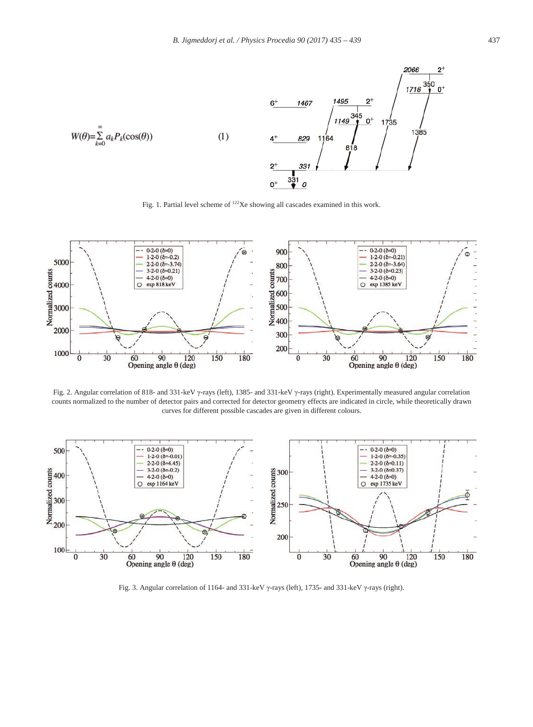$$W(\theta)=\sum_{k=0}^{\infty} a_k P_k(\cos(\theta)) \qquad (1)$$

Fig. 1. Partial level scheme of $^{122}$Xe showing all cascades examined in this work.

Fig. 2. Angular correlation of 818- and 331-keV γ-rays (left), 1385- and 331-keV γ-rays (right). Experimentally measured angular correlation counts normalized to the number of detector pairs and corrected for detector geometry effects are indicated in circle, while theoretically drawn curves for different possible cascades are given in different colours.

Fig. 3. Angular correlation of 1164- and 331-keV γ-rays (left), 1735- and 331-keV γ-rays (right).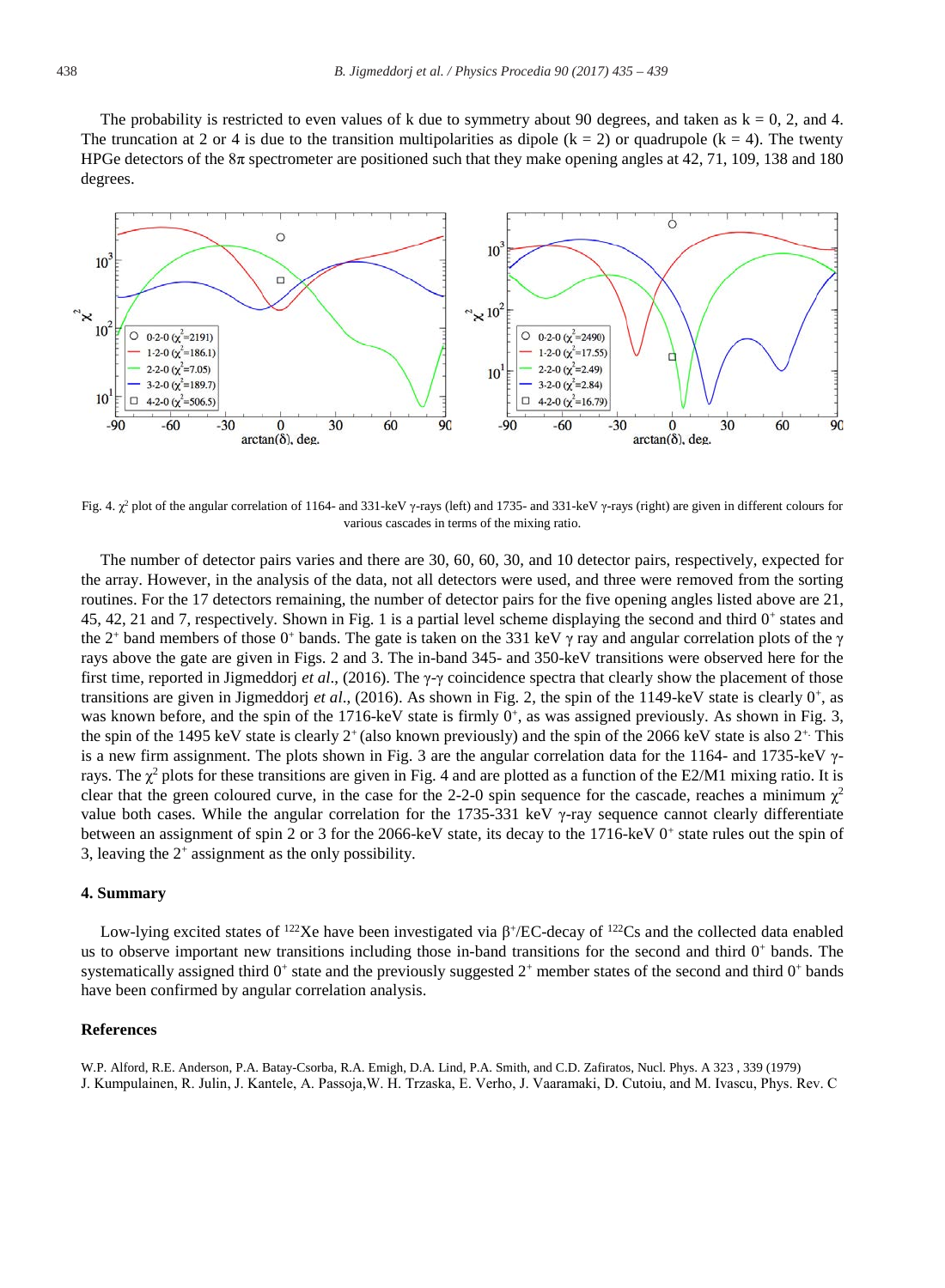The probability is restricted to even values of k due to symmetry about 90 degrees, and taken as k = 0, 2, and 4. The truncation at 2 or 4 is due to the transition multipolarities as dipole (k = 2) or quadrupole (k = 4). The twenty HPGe detectors of the 8π spectrometer are positioned such that they make opening angles at 42, 71, 109, 138 and 180 degrees.

Fig. 4. $\chi^2$ plot of the angular correlation of 1164- and 331-keV γ-rays (left) and 1735- and 331-keV γ-rays (right) are given in different colours for various cascades in terms of the mixing ratio.

The number of detector pairs varies and there are 30, 60, 60, 30, and 10 detector pairs, respectively, expected for the array. However, in the analysis of the data, not all detectors were used, and three were removed from the sorting routines. For the 17 detectors remaining, the number of detector pairs for the five opening angles listed above are 21, 45, 42, 21 and 7, respectively. Shown in Fig. 1 is a partial level scheme displaying the second and third $0^+$ states and the $2^+$ band members of those $0^+$ bands. The gate is taken on the 331 keV γ ray and angular correlation plots of the γ rays above the gate are given in Figs. 2 and 3. The in-band 345- and 350-keV transitions were observed here for the first time, reported in Jigmeddorj *et al*., (2016). The γ-γ coincidence spectra that clearly show the placement of those transitions are given in Jigmeddorj *et al*., (2016). As shown in Fig. 2, the spin of the 1149-keV state is clearly $0^+$, as was known before, and the spin of the 1716-keV state is firmly $0^+$, as was assigned previously. As shown in Fig. 3, the spin of the 1495 keV state is clearly $2^+$ (also known previously) and the spin of the 2066 keV state is also $2^+$. This is a new firm assignment. The plots shown in Fig. 3 are the angular correlation data for the 1164- and 1735-keV γ-rays. The $\chi^2$ plots for these transitions are given in Fig. 4 and are plotted as a function of the E2/M1 mixing ratio. It is clear that the green coloured curve, in the case for the 2-2-0 spin sequence for the cascade, reaches a minimum $\chi^2$ value both cases. While the angular correlation for the 1735-331 keV γ-ray sequence cannot clearly differentiate between an assignment of spin 2 or 3 for the 2066-keV state, its decay to the 1716-keV $0^+$ state rules out the spin of 3, leaving the $2^+$ assignment as the only possibility.

## 4. Summary

Low-lying excited states of $^{122}$Xe have been investigated via $\beta^+$/EC-decay of $^{122}$Cs and the collected data enabled us to observe important new transitions including those in-band transitions for the second and third $0^+$ bands. The systematically assigned third $0^+$ state and the previously suggested $2^+$ member states of the second and third $0^+$ bands have been confirmed by angular correlation analysis.

## References

W.P. Alford, R.E. Anderson, P.A. Batay-Csorba, R.A. Emigh, D.A. Lind, P.A. Smith, and C.D. Zafiratos, Nucl. Phys. A 323 , 339 (1979)

J. Kumpulainen, R. Julin, J. Kantele, A. Passoja,W. H. Trzaska, E. Verho, J. Vaaramaki, D. Cutoiu, and M. Ivascu, Phys. Rev. C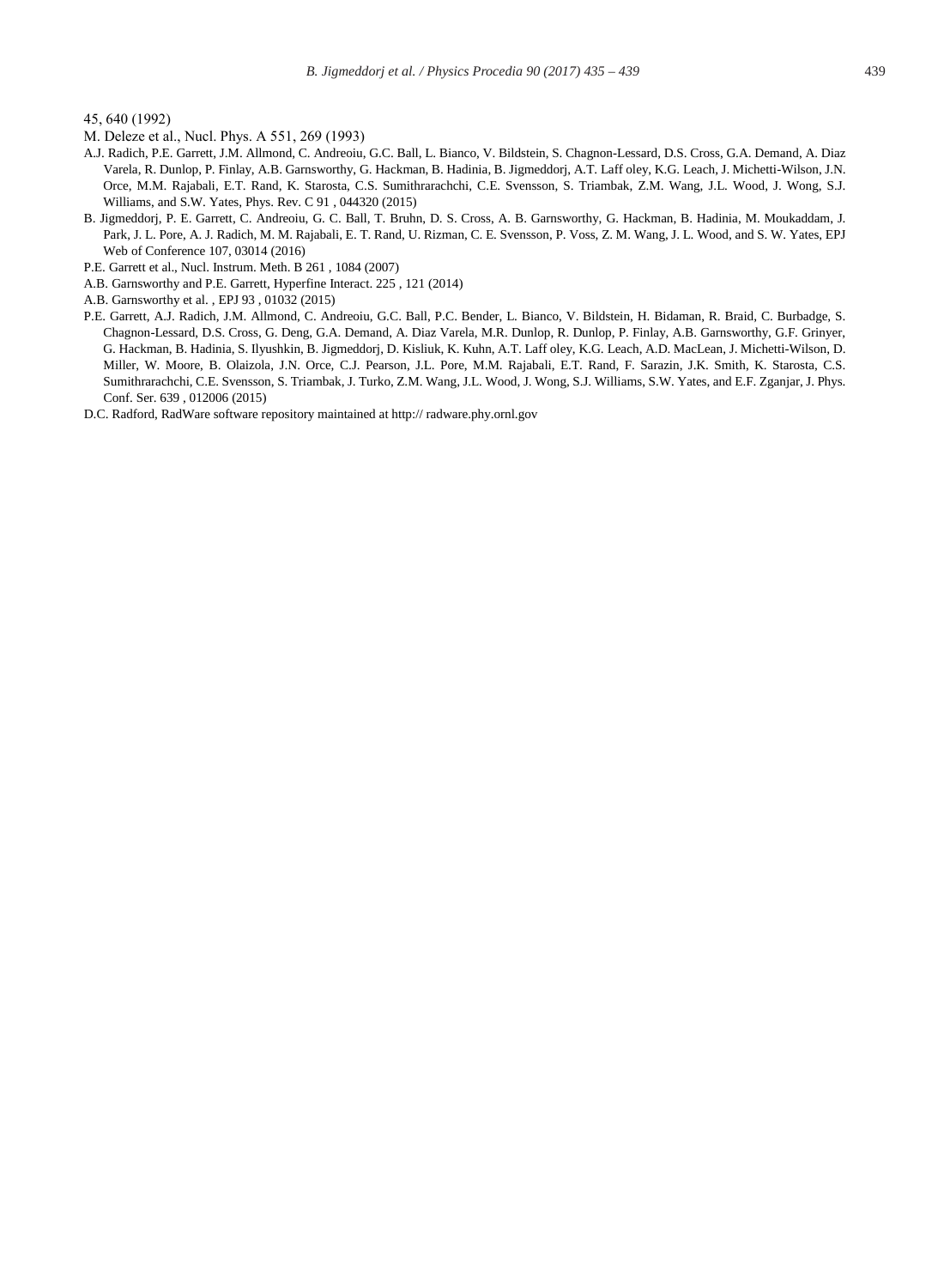45, 640 (1992)

M. Deleze et al., Nucl. Phys. A 551, 269 (1993)

A.J. Radich, P.E. Garrett, J.M. Allmond, C. Andreoiu, G.C. Ball, L. Bianco, V. Bildstein, S. Chagnon-Lessard, D.S. Cross, G.A. Demand, A. Diaz Varela, R. Dunlop, P. Finlay, A.B. Garnsworthy, G. Hackman, B. Hadinia, B. Jigmeddorj, A.T. Laff oley, K.G. Leach, J. Michetti-Wilson, J.N. Orce, M.M. Rajabali, E.T. Rand, K. Starosta, C.S. Sumithrarachchi, C.E. Svensson, S. Triambak, Z.M. Wang, J.L. Wood, J. Wong, S.J. Williams, and S.W. Yates, Phys. Rev. C 91 , 044320 (2015)

B. Jigmeddorj, P. E. Garrett, C. Andreoiu, G. C. Ball, T. Bruhn, D. S. Cross, A. B. Garnsworthy, G. Hackman, B. Hadinia, M. Moukaddam, J. Park, J. L. Pore, A. J. Radich, M. M. Rajabali, E. T. Rand, U. Rizman, C. E. Svensson, P. Voss, Z. M. Wang, J. L. Wood, and S. W. Yates, EPJ Web of Conference 107, 03014 (2016)

P.E. Garrett et al., Nucl. Instrum. Meth. B 261 , 1084 (2007)

A.B. Garnsworthy and P.E. Garrett, Hyperfine Interact. 225 , 121 (2014)

A.B. Garnsworthy et al. , EPJ 93 , 01032 (2015)

P.E. Garrett, A.J. Radich, J.M. Allmond, C. Andreoiu, G.C. Ball, P.C. Bender, L. Bianco, V. Bildstein, H. Bidaman, R. Braid, C. Burbadge, S. Chagnon-Lessard, D.S. Cross, G. Deng, G.A. Demand, A. Diaz Varela, M.R. Dunlop, R. Dunlop, P. Finlay, A.B. Garnsworthy, G.F. Grinyer, G. Hackman, B. Hadinia, S. Ilyushkin, B. Jigmeddorj, D. Kisliuk, K. Kuhn, A.T. Laff oley, K.G. Leach, A.D. MacLean, J. Michetti-Wilson, D. Miller, W. Moore, B. Olaizola, J.N. Orce, C.J. Pearson, J.L. Pore, M.M. Rajabali, E.T. Rand, F. Sarazin, J.K. Smith, K. Starosta, C.S. Sumithrarachchi, C.E. Svensson, S. Triambak, J. Turko, Z.M. Wang, J.L. Wood, J. Wong, S.J. Williams, S.W. Yates, and E.F. Zganjar, J. Phys. Conf. Ser. 639 , 012006 (2015)

D.C. Radford, RadWare software repository maintained at http:// radware.phy.ornl.gov